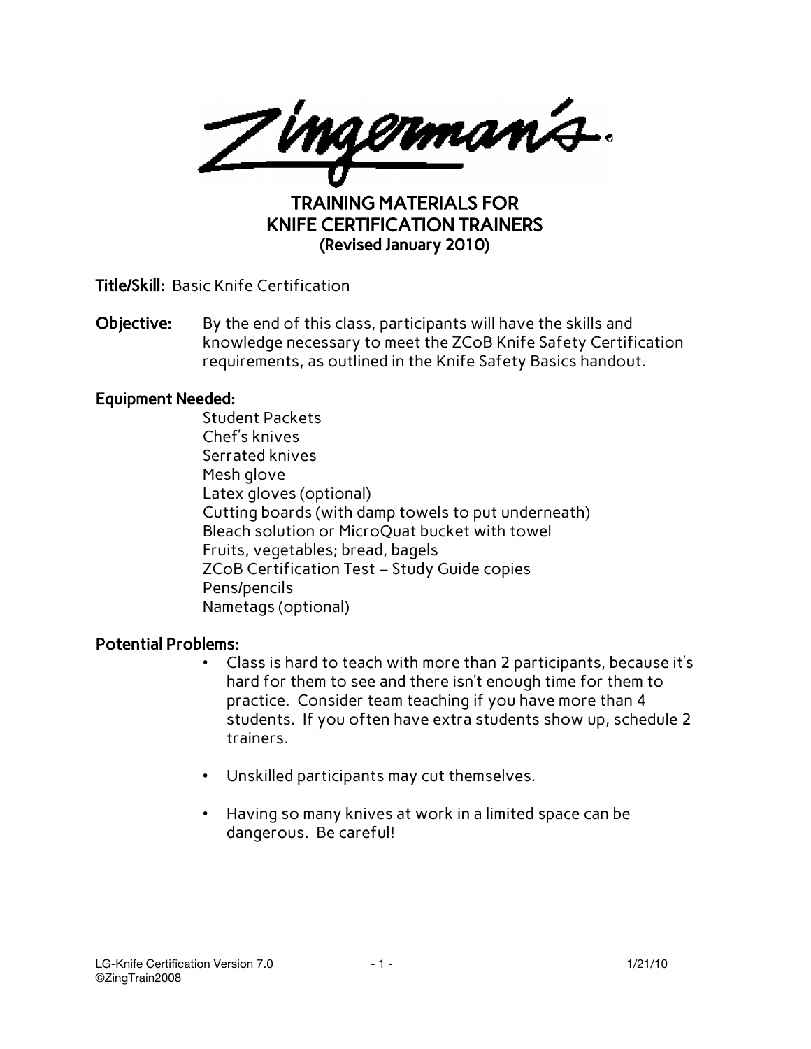Zingerman's.

# TRAINING MATERIALS FOR KNIFE CERTIFICATION TRAINERS

**(Revised January 2010)**

**Title/Skill:** Basic Knife Certification

**Objective:** By the end of this class, participants will have the skills and knowledge necessary to meet the ZCoB Knife Safety Certification requirements, as outlined in the Knife Safety Basics handout.

**Equipment Needed:**

- Student Packets
- Chef's knives
- Serrated knives
- Mesh glove
- Latex gloves (optional)
- Cutting boards (with damp towels to put underneath)
- Bleach solution or MicroQuat bucket with towel
- Fruits, vegetables; bread, bagels
- ZCoB Certification Test – Study Guide copies
- Pens/pencils
- Nametags (optional)

**Potential Problems:**

- Class is hard to teach with more than 2 participants, because it's hard for them to see and there isn't enough time for them to practice. Consider team teaching if you have more than 4 students. If you often have extra students show up, schedule 2 trainers.
- Unskilled participants may cut themselves.
- Having so many knives at work in a limited space can be dangerous. Be careful!

LG-Knife Certification Version 7.0 1/21/10
©ZingTrain2008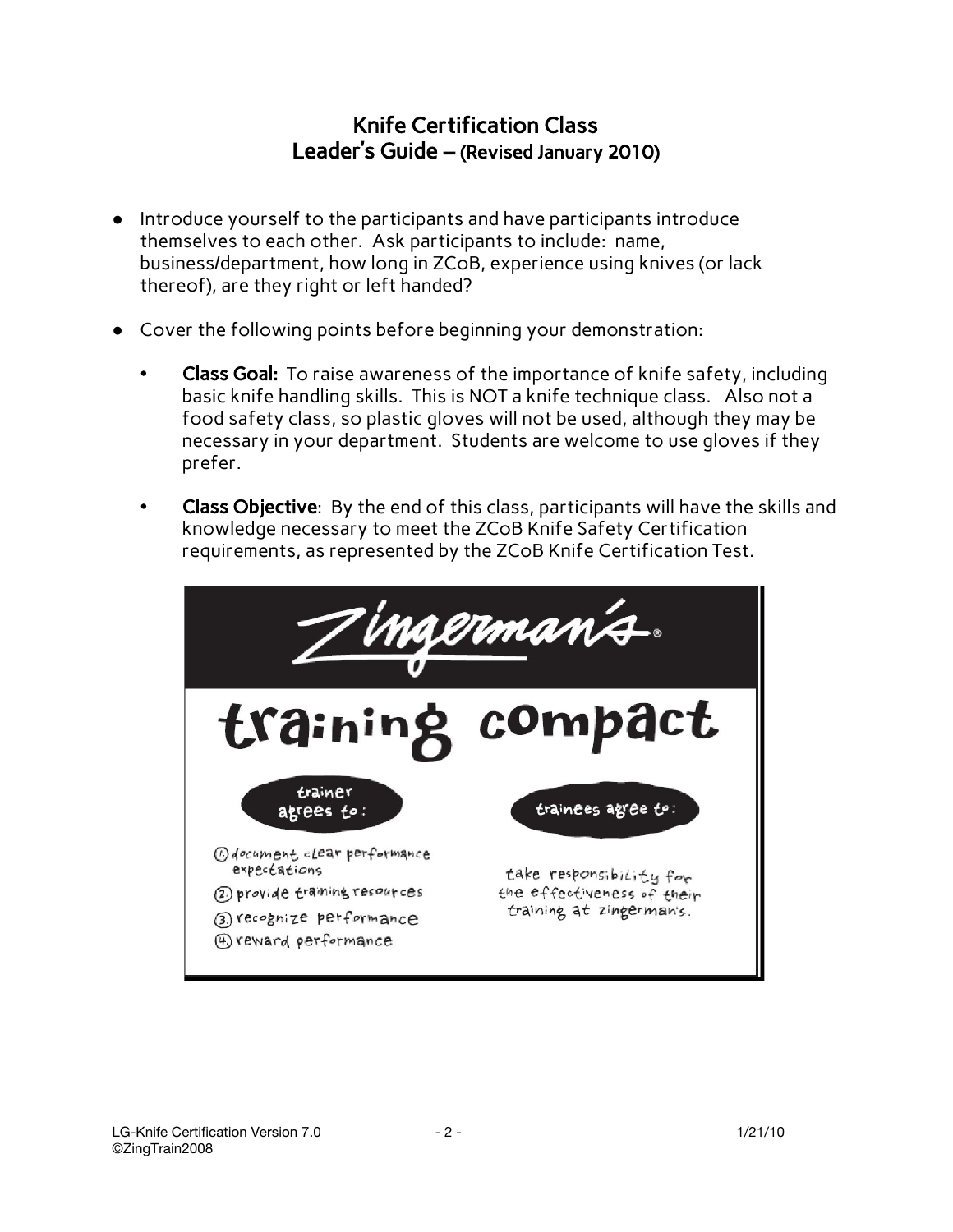# Knife Certification Class
## Leader's Guide – (Revised January 2010)

- Introduce yourself to the participants and have participants introduce themselves to each other. Ask participants to include: name, business/department, how long in ZCoB, experience using knives (or lack thereof), are they right or left handed?

- Cover the following points before beginning your demonstration:

  - **Class Goal:** To raise awareness of the importance of knife safety, including basic knife handling skills. This is NOT a knife technique class. Also not a food safety class, so plastic gloves will not be used, although they may be necessary in your department. Students are welcome to use gloves if they prefer.

  - **Class Objective**: By the end of this class, participants will have the skills and knowledge necessary to meet the ZCoB Knife Safety Certification requirements, as represented by the ZCoB Knife Certification Test.

**Zingerman's**

**training compact**

| trainer agrees to: | trainees agree to: |
|---|---|
| 1. document clear performance expectations<br>2. provide training resources<br>3. recognize performance<br>4. reward performance | take responsibility for the effectiveness of their training at zingerman's. |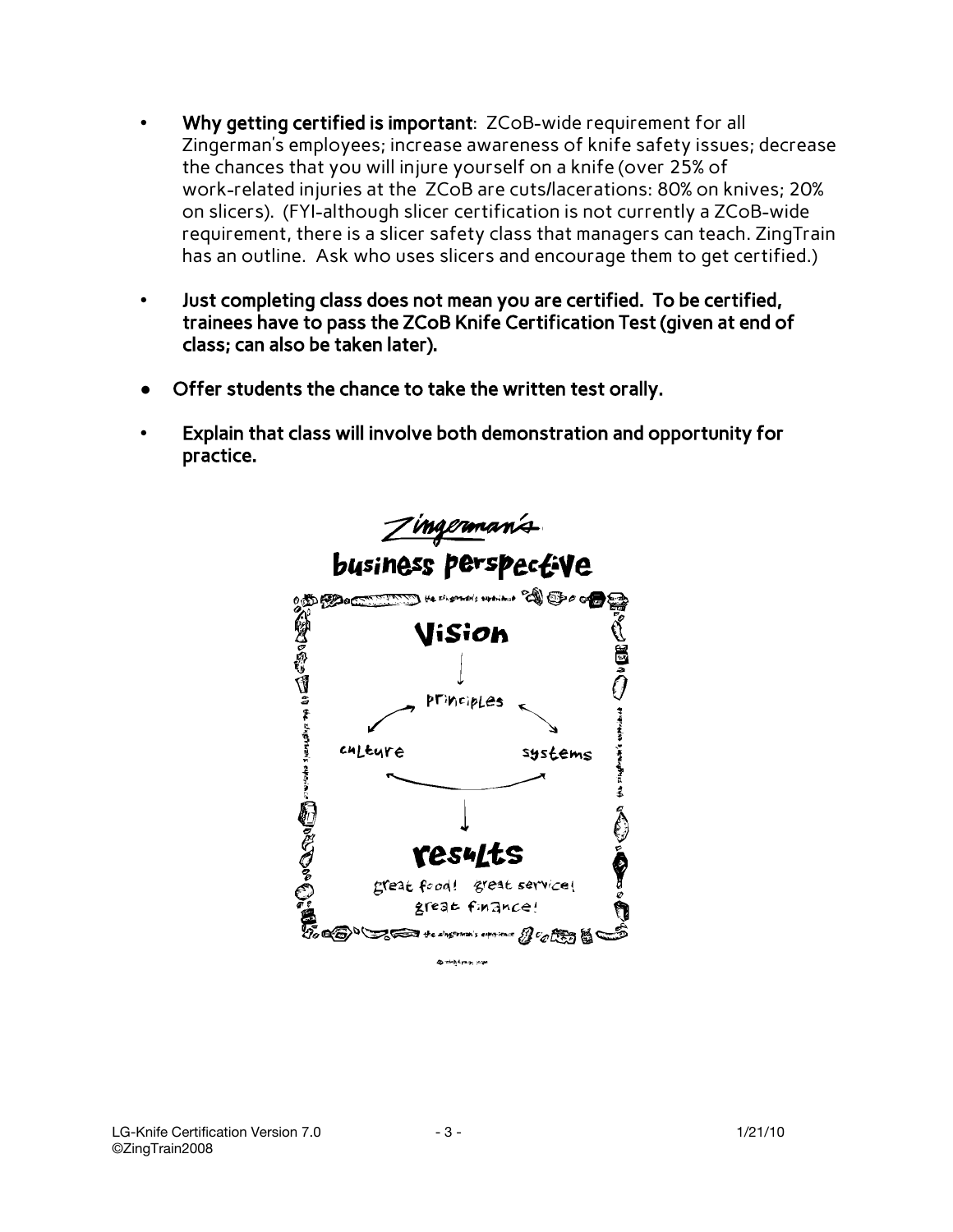- **Why getting certified is important**: ZCoB-wide requirement for all Zingerman's employees; increase awareness of knife safety issues; decrease the chances that you will injure yourself on a knife (over 25% of work-related injuries at the ZCoB are cuts/lacerations: 80% on knives; 20% on slicers). (FYI-although slicer certification is not currently a ZCoB-wide requirement, there is a slicer safety class that managers can teach. ZingTrain has an outline. Ask who uses slicers and encourage them to get certified.)

- **Just completing class does not mean you are certified. To be certified, trainees have to pass the ZCoB Knife Certification Test (given at end of class; can also be taken later).**

- **Offer students the chance to take the written test orally.**

- **Explain that class will involve both demonstration and opportunity for practice.**

Zingerman's

business perspective

Vision

principles

culture systems

results

great food! great service! great finance!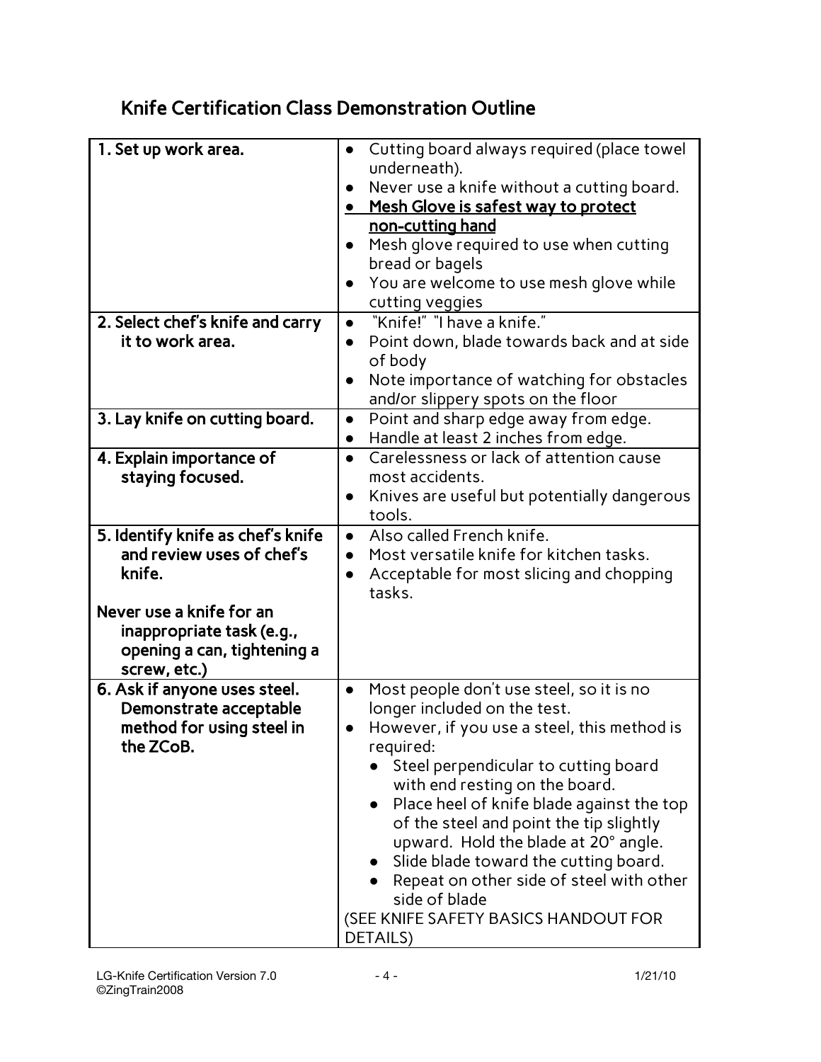## Knife Certification Class Demonstration Outline

| | |
|---|---|
| **1. Set up work area.** | • Cutting board always required (place towel underneath).<br>• Never use a knife without a cutting board.<br>• **<u>Mesh Glove is safest way to protect non-cutting hand</u>**<br>• Mesh glove required to use when cutting bread or bagels<br>• You are welcome to use mesh glove while cutting veggies |
| **2. Select chef's knife and carry it to work area.** | • "Knife!" "I have a knife."<br>• Point down, blade towards back and at side of body<br>• Note importance of watching for obstacles and/or slippery spots on the floor |
| **3. Lay knife on cutting board.** | • Point and sharp edge away from edge.<br>• Handle at least 2 inches from edge. |
| **4. Explain importance of staying focused.** | • Carelessness or lack of attention cause most accidents.<br>• Knives are useful but potentially dangerous tools. |
| **5. Identify knife as chef's knife and review uses of chef's knife.**<br><br>**Never use a knife for an inappropriate task (e.g., opening a can, tightening a screw, etc.)** | • Also called French knife.<br>• Most versatile knife for kitchen tasks.<br>• Acceptable for most slicing and chopping tasks. |
| **6. Ask if anyone uses steel. Demonstrate acceptable method for using steel in the ZCoB.** | • Most people don't use steel, so it is no longer included on the test.<br>• However, if you use a steel, this method is required:<br>&nbsp;&nbsp;• Steel perpendicular to cutting board with end resting on the board.<br>&nbsp;&nbsp;• Place heel of knife blade against the top of the steel and point the tip slightly upward. Hold the blade at 20° angle.<br>&nbsp;&nbsp;• Slide blade toward the cutting board.<br>&nbsp;&nbsp;• Repeat on other side of steel with other side of blade<br>(SEE KNIFE SAFETY BASICS HANDOUT FOR DETAILS) |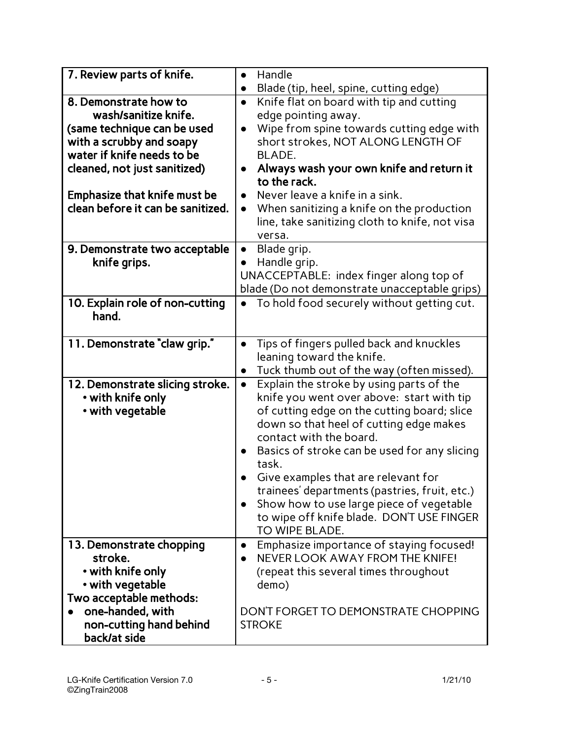| | |
|---|---|
| **7. Review parts of knife.** | • Handle<br>• Blade (tip, heel, spine, cutting edge) |
| **8. Demonstrate how to wash/sanitize knife.**<br>**(same technique can be used with a scrubby and soapy water if knife needs to be cleaned, not just sanitized)**<br><br>**Emphasize that knife must be clean before it can be sanitized.** | • Knife flat on board with tip and cutting edge pointing away.<br>• Wipe from spine towards cutting edge with short strokes, NOT ALONG LENGTH OF BLADE.<br>• **Always wash your own knife and return it to the rack.**<br>• Never leave a knife in a sink.<br>• When sanitizing a knife on the production line, take sanitizing cloth to knife, not visa versa. |
| **9. Demonstrate two acceptable knife grips.** | • Blade grip.<br>• Handle grip.<br>UNACCEPTABLE: index finger along top of blade (Do not demonstrate unacceptable grips) |
| **10. Explain role of non-cutting hand.** | • To hold food securely without getting cut. |
| **11. Demonstrate "claw grip."** | • Tips of fingers pulled back and knuckles leaning toward the knife.<br>• Tuck thumb out of the way (often missed). |
| **12. Demonstrate slicing stroke.**<br>**• with knife only**<br>**• with vegetable** | • Explain the stroke by using parts of the knife you went over above: start with tip of cutting edge on the cutting board; slice down so that heel of cutting edge makes contact with the board.<br>• Basics of stroke can be used for any slicing task.<br>• Give examples that are relevant for trainees' departments (pastries, fruit, etc.)<br>• Show how to use large piece of vegetable to wipe off knife blade. DON'T USE FINGER TO WIPE BLADE. |
| **13. Demonstrate chopping stroke.**<br>**• with knife only**<br>**• with vegetable**<br>**Two acceptable methods:**<br>**• one-handed, with non-cutting hand behind back/at side** | • Emphasize importance of staying focused!<br>• NEVER LOOK AWAY FROM THE KNIFE! (repeat this several times throughout demo)<br><br>DON'T FORGET TO DEMONSTRATE CHOPPING STROKE |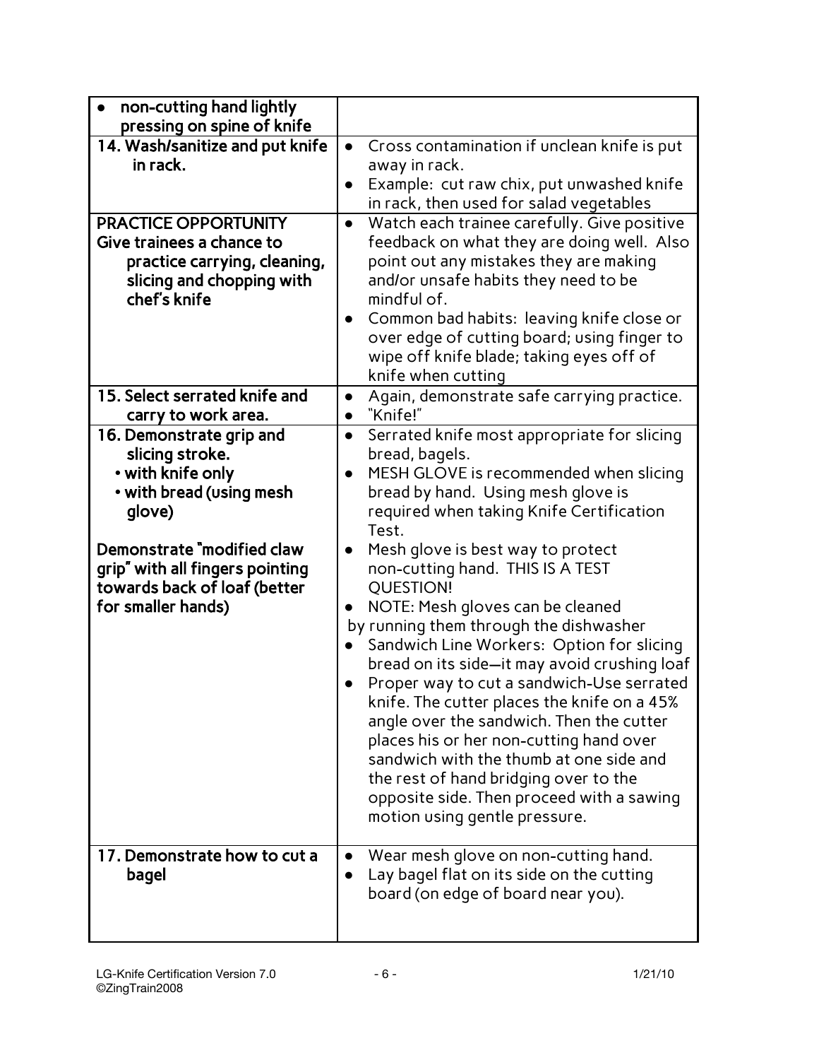| | |
|---|---|
| • non-cutting hand lightly pressing on spine of knife | |
| **14. Wash/sanitize and put knife in rack.** | • Cross contamination if unclean knife is put away in rack.<br>• Example: cut raw chix, put unwashed knife in rack, then used for salad vegetables |
| **PRACTICE OPPORTUNITY**<br>**Give trainees a chance to practice carrying, cleaning, slicing and chopping with chef's knife** | • Watch each trainee carefully. Give positive feedback on what they are doing well. Also point out any mistakes they are making and/or unsafe habits they need to be mindful of.<br>• Common bad habits: leaving knife close or over edge of cutting board; using finger to wipe off knife blade; taking eyes off of knife when cutting |
| **15. Select serrated knife and carry to work area.** | • Again, demonstrate safe carrying practice.<br>• "Knife!" |
| **16. Demonstrate grip and slicing stroke.**<br>**• with knife only**<br>**• with bread (using mesh glove)**<br><br>**Demonstrate "modified claw grip" with all fingers pointing towards back of loaf (better for smaller hands)** | • Serrated knife most appropriate for slicing bread, bagels.<br>• MESH GLOVE is recommended when slicing bread by hand. Using mesh glove is required when taking Knife Certification Test.<br>• Mesh glove is best way to protect non-cutting hand. THIS IS A TEST QUESTION!<br>• NOTE: Mesh gloves can be cleaned by running them through the dishwasher<br>• Sandwich Line Workers: Option for slicing bread on its side—it may avoid crushing loaf<br>• Proper way to cut a sandwich-Use serrated knife. The cutter places the knife on a 45% angle over the sandwich. Then the cutter places his or her non-cutting hand over sandwich with the thumb at one side and the rest of hand bridging over to the opposite side. Then proceed with a sawing motion using gentle pressure. |
| **17. Demonstrate how to cut a bagel** | • Wear mesh glove on non-cutting hand.<br>• Lay bagel flat on its side on the cutting board (on edge of board near you). |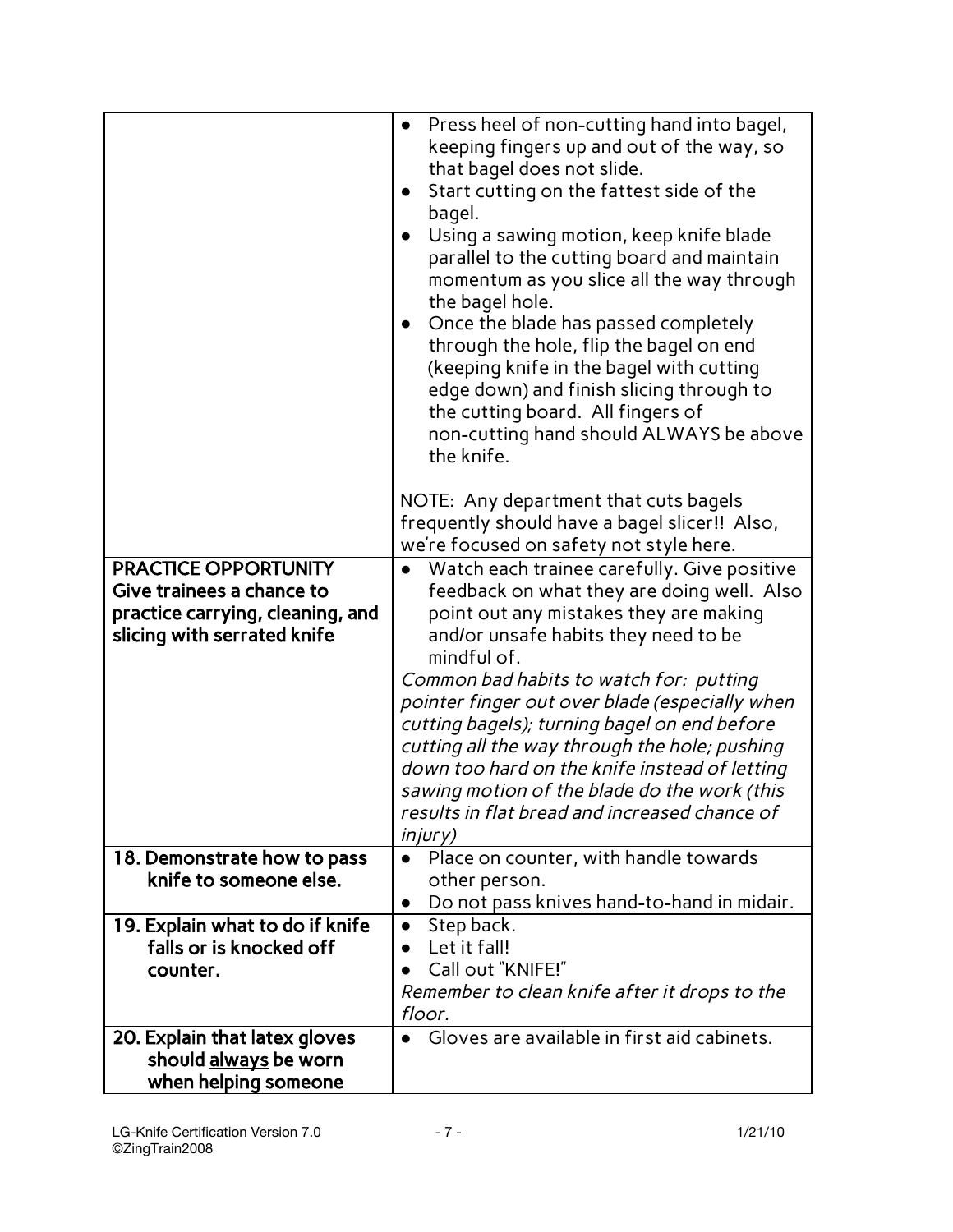| | |
|---|---|
| | • Press heel of non-cutting hand into bagel, keeping fingers up and out of the way, so that bagel does not slide.<br>• Start cutting on the fattest side of the bagel.<br>• Using a sawing motion, keep knife blade parallel to the cutting board and maintain momentum as you slice all the way through the bagel hole.<br>• Once the blade has passed completely through the hole, flip the bagel on end (keeping knife in the bagel with cutting edge down) and finish slicing through to the cutting board. All fingers of non-cutting hand should ALWAYS be above the knife.<br><br>NOTE: Any department that cuts bagels frequently should have a bagel slicer!! Also, we're focused on safety not style here. |
| **PRACTICE OPPORTUNITY Give trainees a chance to practice carrying, cleaning, and slicing with serrated knife** | • Watch each trainee carefully. Give positive feedback on what they are doing well. Also point out any mistakes they are making and/or unsafe habits they need to be mindful of.<br>*Common bad habits to watch for: putting pointer finger out over blade (especially when cutting bagels); turning bagel on end before cutting all the way through the hole; pushing down too hard on the knife instead of letting sawing motion of the blade do the work (this results in flat bread and increased chance of injury)* |
| **18. Demonstrate how to pass knife to someone else.** | • Place on counter, with handle towards other person.<br>• Do not pass knives hand-to-hand in midair. |
| **19. Explain what to do if knife falls or is knocked off counter.** | • Step back.<br>• Let it fall!<br>• Call out "KNIFE!"<br>*Remember to clean knife after it drops to the floor.* |
| **20. Explain that latex gloves should <u>always</u> be worn when helping someone** | • Gloves are available in first aid cabinets. |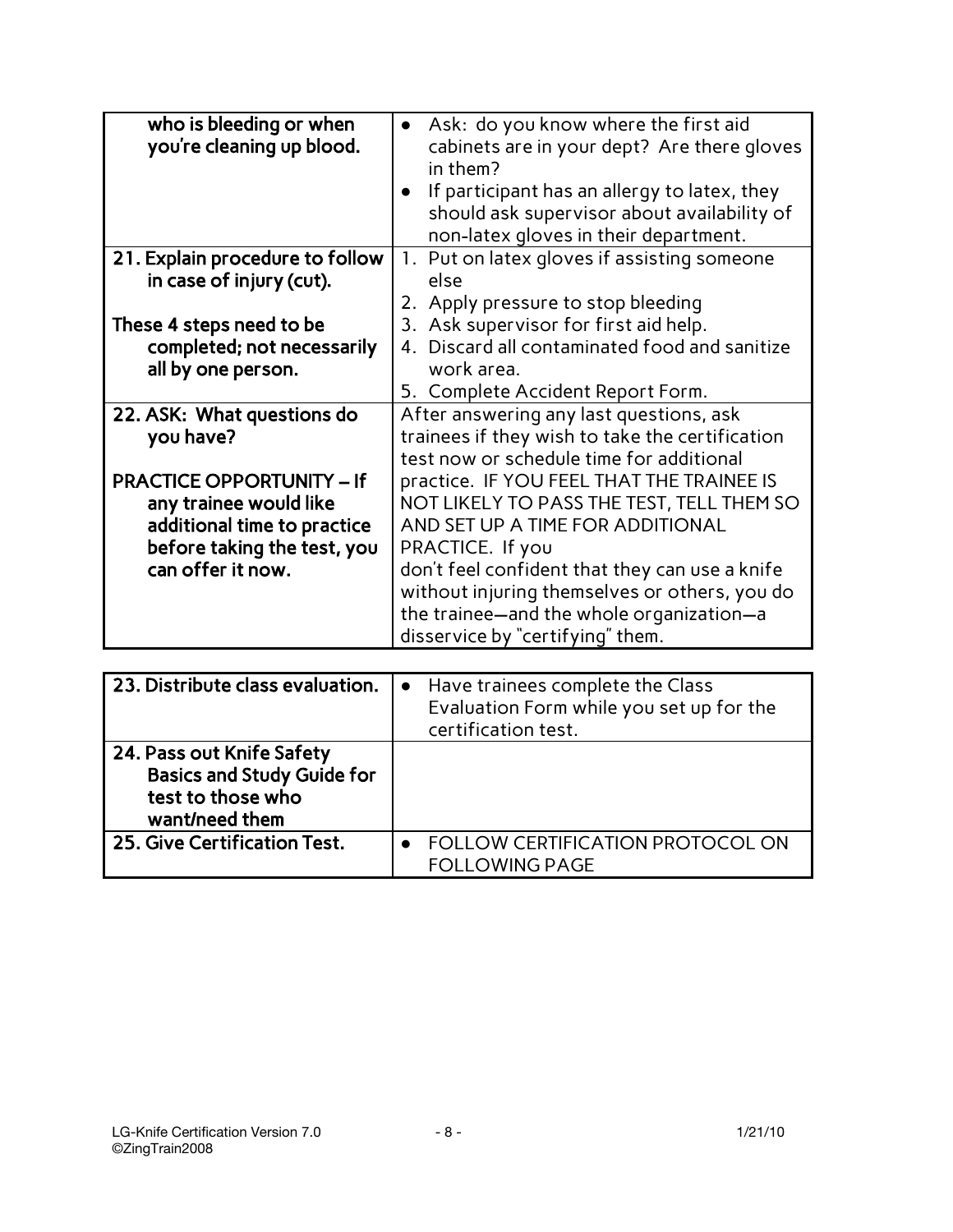| | |
|---|---|
| **who is bleeding or when you're cleaning up blood.** | • Ask: do you know where the first aid cabinets are in your dept? Are there gloves in them?<br>• If participant has an allergy to latex, they should ask supervisor about availability of non-latex gloves in their department. |
| **21. Explain procedure to follow in case of injury (cut).**<br><br>**These 4 steps need to be completed; not necessarily all by one person.** | 1. Put on latex gloves if assisting someone else<br>2. Apply pressure to stop bleeding<br>3. Ask supervisor for first aid help.<br>4. Discard all contaminated food and sanitize work area.<br>5. Complete Accident Report Form. |
| **22. ASK: What questions do you have?**<br><br>**PRACTICE OPPORTUNITY – If any trainee would like additional time to practice before taking the test, you can offer it now.** | After answering any last questions, ask trainees if they wish to take the certification test now or schedule time for additional practice. IF YOU FEEL THAT THE TRAINEE IS NOT LIKELY TO PASS THE TEST, TELL THEM SO AND SET UP A TIME FOR ADDITIONAL PRACTICE. If you don't feel confident that they can use a knife without injuring themselves or others, you do the trainee—and the whole organization—a disservice by "certifying" them. |

| | |
|---|---|
| **23. Distribute class evaluation.** | • Have trainees complete the Class Evaluation Form while you set up for the certification test. |
| **24. Pass out Knife Safety Basics and Study Guide for test to those who want/need them** | |
| **25. Give Certification Test.** | • FOLLOW CERTIFICATION PROTOCOL ON FOLLOWING PAGE |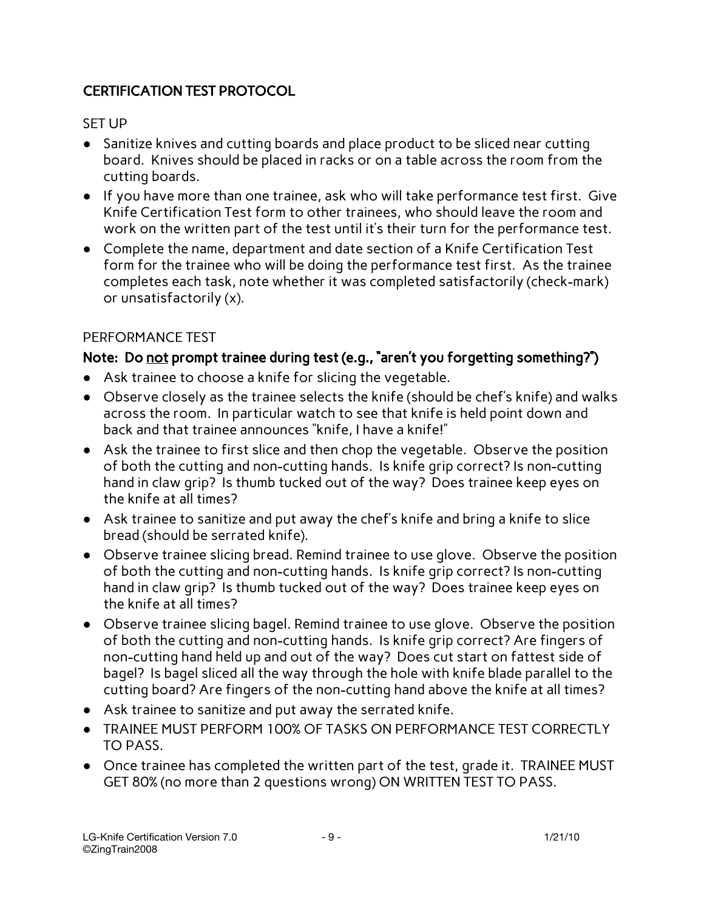## CERTIFICATION TEST PROTOCOL

SET UP

- Sanitize knives and cutting boards and place product to be sliced near cutting board. Knives should be placed in racks or on a table across the room from the cutting boards.
- If you have more than one trainee, ask who will take performance test first. Give Knife Certification Test form to other trainees, who should leave the room and work on the written part of the test until it's their turn for the performance test.
- Complete the name, department and date section of a Knife Certification Test form for the trainee who will be doing the performance test first. As the trainee completes each task, note whether it was completed satisfactorily (check-mark) or unsatisfactorily (x).

PERFORMANCE TEST

**Note: Do <u>not</u> prompt trainee during test (e.g., "aren't you forgetting something?")**

- Ask trainee to choose a knife for slicing the vegetable.
- Observe closely as the trainee selects the knife (should be chef's knife) and walks across the room. In particular watch to see that knife is held point down and back and that trainee announces "knife, I have a knife!"
- Ask the trainee to first slice and then chop the vegetable. Observe the position of both the cutting and non-cutting hands. Is knife grip correct? Is non-cutting hand in claw grip? Is thumb tucked out of the way? Does trainee keep eyes on the knife at all times?
- Ask trainee to sanitize and put away the chef's knife and bring a knife to slice bread (should be serrated knife).
- Observe trainee slicing bread. Remind trainee to use glove. Observe the position of both the cutting and non-cutting hands. Is knife grip correct? Is non-cutting hand in claw grip? Is thumb tucked out of the way? Does trainee keep eyes on the knife at all times?
- Observe trainee slicing bagel. Remind trainee to use glove. Observe the position of both the cutting and non-cutting hands. Is knife grip correct? Are fingers of non-cutting hand held up and out of the way? Does cut start on fattest side of bagel? Is bagel sliced all the way through the hole with knife blade parallel to the cutting board? Are fingers of the non-cutting hand above the knife at all times?
- Ask trainee to sanitize and put away the serrated knife.
- TRAINEE MUST PERFORM 100% OF TASKS ON PERFORMANCE TEST CORRECTLY TO PASS.
- Once trainee has completed the written part of the test, grade it. TRAINEE MUST GET 80% (no more than 2 questions wrong) ON WRITTEN TEST TO PASS.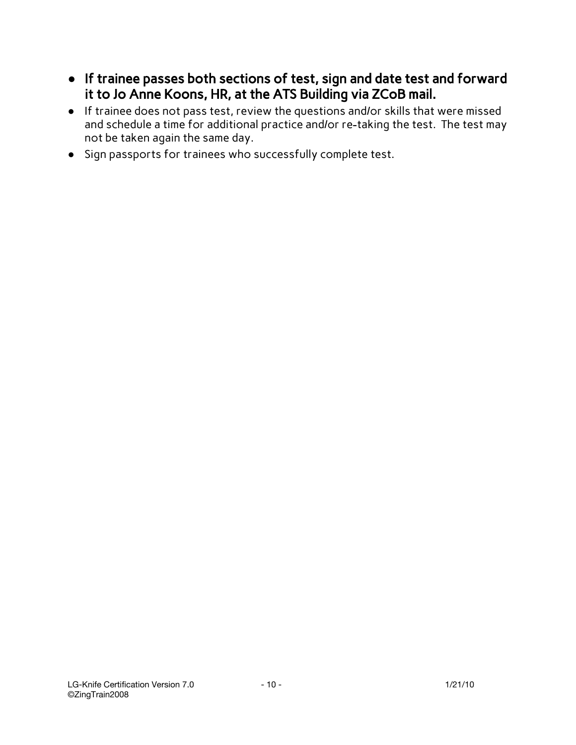- **If trainee passes both sections of test, sign and date test and forward it to Jo Anne Koons, HR, at the ATS Building via ZCoB mail.**
- If trainee does not pass test, review the questions and/or skills that were missed and schedule a time for additional practice and/or re-taking the test. The test may not be taken again the same day.
- Sign passports for trainees who successfully complete test.